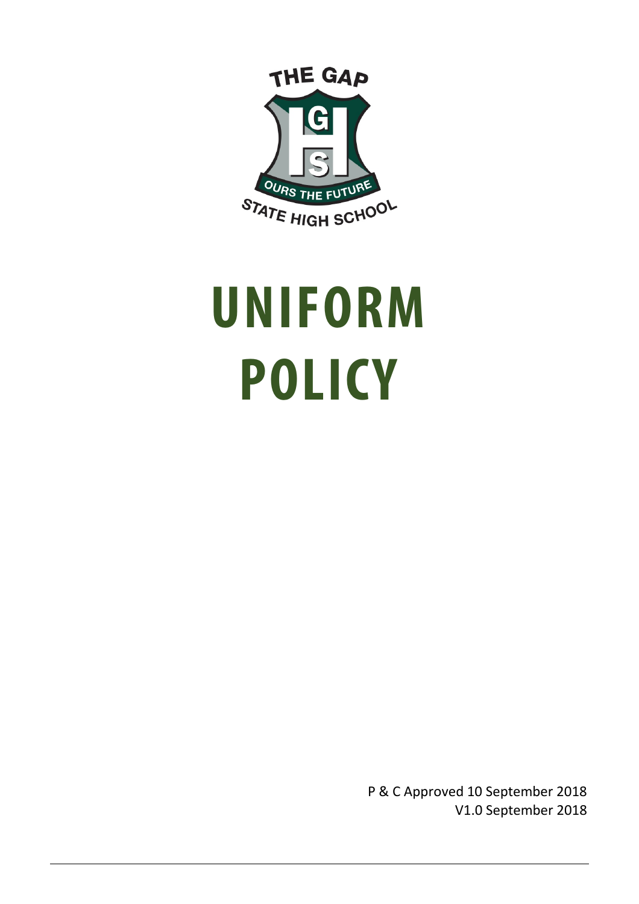THE GAP

OURS THE FUTURE

STATE HIGH SCHOOL

# UNIFORM POLICY

P & C Approved 10 September 2018
V1.0 September 2018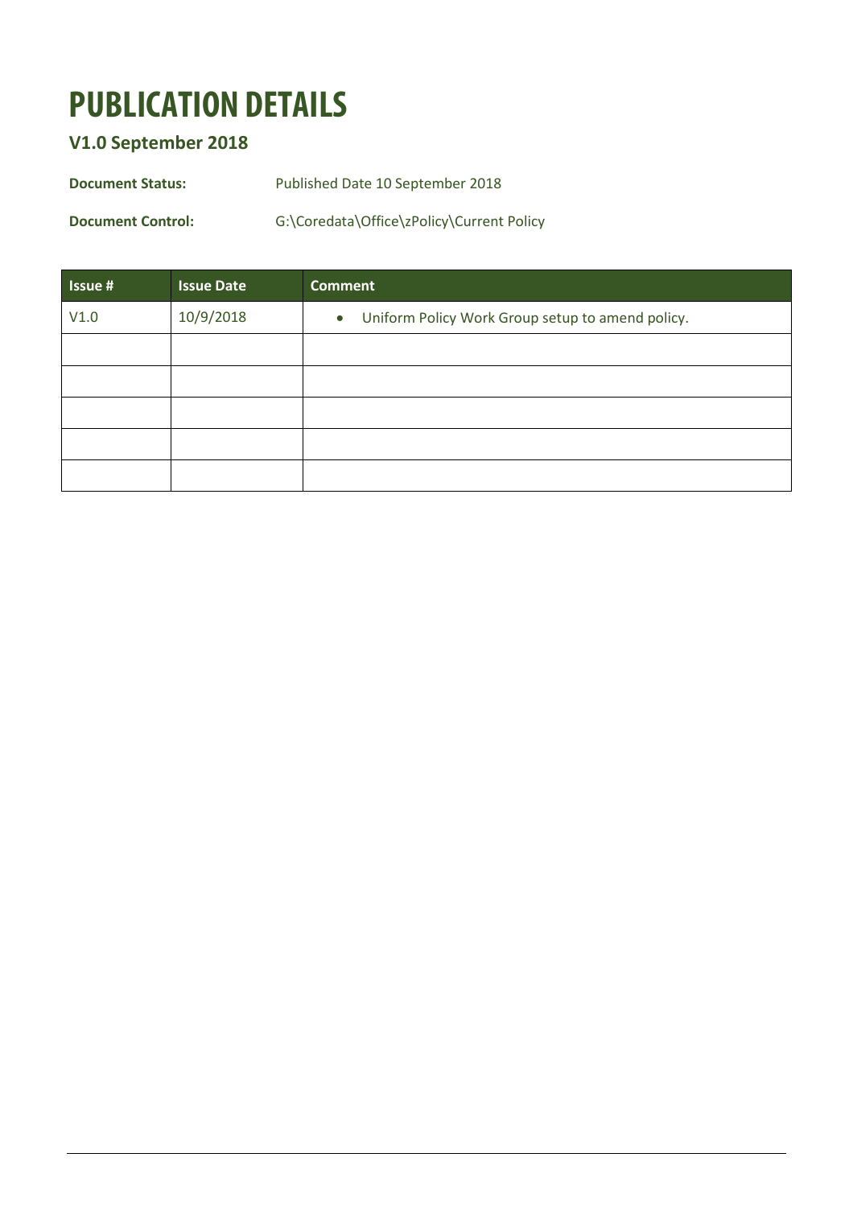# PUBLICATION DETAILS

## V1.0 September 2018

**Document Status:** Published Date 10 September 2018

**Document Control:** G:\Coredata\Office\zPolicy\Current Policy

| Issue # | Issue Date | Comment |
|---|---|---|
| V1.0 | 10/9/2018 | • Uniform Policy Work Group setup to amend policy. |
| | | |
| | | |
| | | |
| | | |
| | | |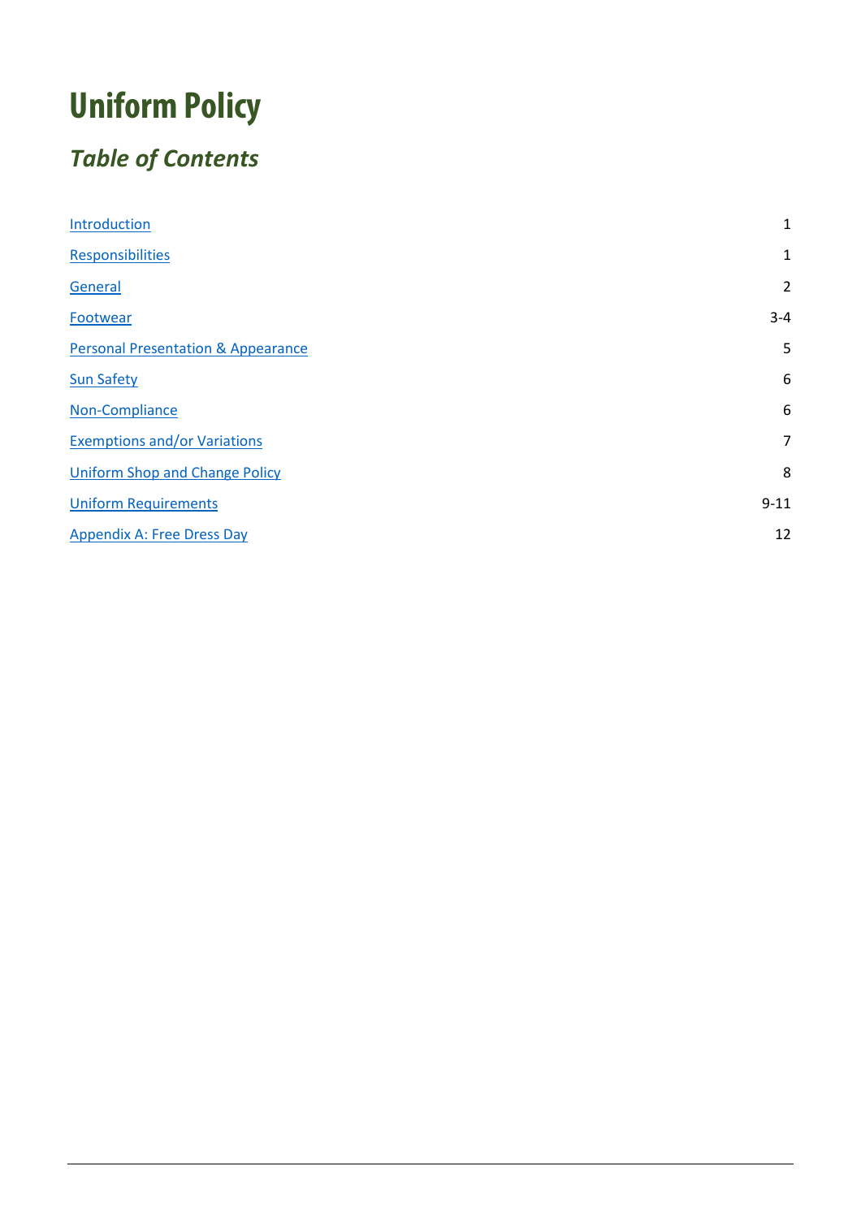# Uniform Policy

## *Table of Contents*

| | |
|---|---|
| Introduction | 1 |
| Responsibilities | 1 |
| General | 2 |
| Footwear | 3-4 |
| Personal Presentation & Appearance | 5 |
| Sun Safety | 6 |
| Non-Compliance | 6 |
| Exemptions and/or Variations | 7 |
| Uniform Shop and Change Policy | 8 |
| Uniform Requirements | 9-11 |
| Appendix A: Free Dress Day | 12 |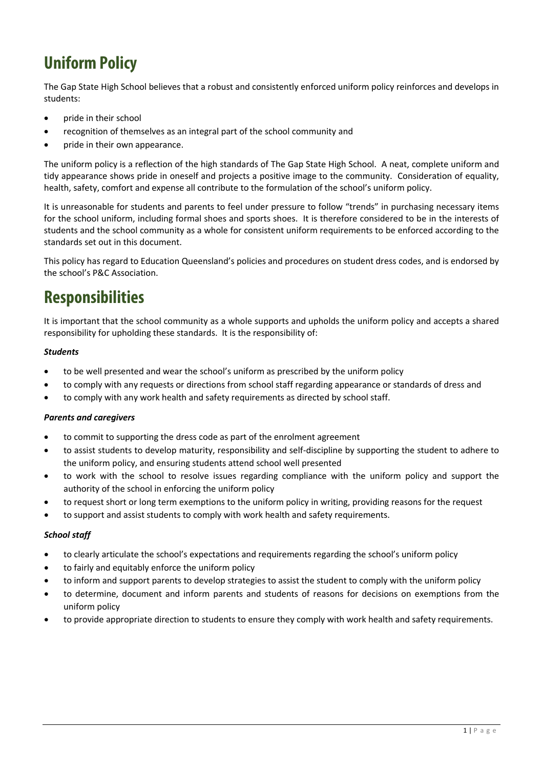# Uniform Policy

The Gap State High School believes that a robust and consistently enforced uniform policy reinforces and develops in students:

- pride in their school
- recognition of themselves as an integral part of the school community and
- pride in their own appearance.

The uniform policy is a reflection of the high standards of The Gap State High School. A neat, complete uniform and tidy appearance shows pride in oneself and projects a positive image to the community. Consideration of equality, health, safety, comfort and expense all contribute to the formulation of the school's uniform policy.

It is unreasonable for students and parents to feel under pressure to follow "trends" in purchasing necessary items for the school uniform, including formal shoes and sports shoes. It is therefore considered to be in the interests of students and the school community as a whole for consistent uniform requirements to be enforced according to the standards set out in this document.

This policy has regard to Education Queensland's policies and procedures on student dress codes, and is endorsed by the school's P&C Association.

# Responsibilities

It is important that the school community as a whole supports and upholds the uniform policy and accepts a shared responsibility for upholding these standards. It is the responsibility of:

***Students***

- to be well presented and wear the school's uniform as prescribed by the uniform policy
- to comply with any requests or directions from school staff regarding appearance or standards of dress and
- to comply with any work health and safety requirements as directed by school staff.

***Parents and caregivers***

- to commit to supporting the dress code as part of the enrolment agreement
- to assist students to develop maturity, responsibility and self-discipline by supporting the student to adhere to the uniform policy, and ensuring students attend school well presented
- to work with the school to resolve issues regarding compliance with the uniform policy and support the authority of the school in enforcing the uniform policy
- to request short or long term exemptions to the uniform policy in writing, providing reasons for the request
- to support and assist students to comply with work health and safety requirements.

***School staff***

- to clearly articulate the school's expectations and requirements regarding the school's uniform policy
- to fairly and equitably enforce the uniform policy
- to inform and support parents to develop strategies to assist the student to comply with the uniform policy
- to determine, document and inform parents and students of reasons for decisions on exemptions from the uniform policy
- to provide appropriate direction to students to ensure they comply with work health and safety requirements.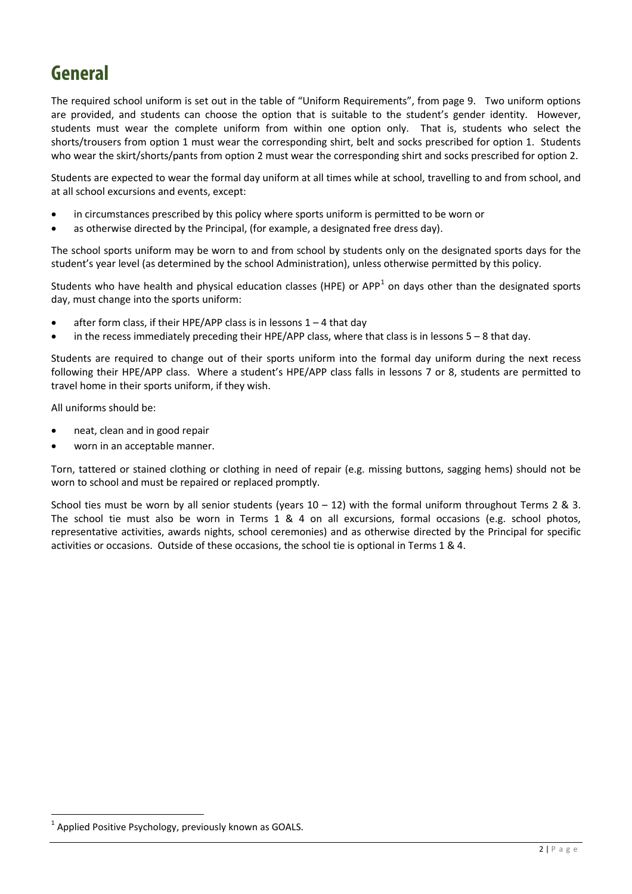# General

The required school uniform is set out in the table of "Uniform Requirements", from page 9. Two uniform options are provided, and students can choose the option that is suitable to the student's gender identity. However, students must wear the complete uniform from within one option only. That is, students who select the shorts/trousers from option 1 must wear the corresponding shirt, belt and socks prescribed for option 1. Students who wear the skirt/shorts/pants from option 2 must wear the corresponding shirt and socks prescribed for option 2.

Students are expected to wear the formal day uniform at all times while at school, travelling to and from school, and at all school excursions and events, except:

- in circumstances prescribed by this policy where sports uniform is permitted to be worn or
- as otherwise directed by the Principal, (for example, a designated free dress day).

The school sports uniform may be worn to and from school by students only on the designated sports days for the student's year level (as determined by the school Administration), unless otherwise permitted by this policy.

Students who have health and physical education classes (HPE) or APP[1] on days other than the designated sports day, must change into the sports uniform:

- after form class, if their HPE/APP class is in lessons 1 – 4 that day
- in the recess immediately preceding their HPE/APP class, where that class is in lessons 5 – 8 that day.

Students are required to change out of their sports uniform into the formal day uniform during the next recess following their HPE/APP class. Where a student's HPE/APP class falls in lessons 7 or 8, students are permitted to travel home in their sports uniform, if they wish.

All uniforms should be:

- neat, clean and in good repair
- worn in an acceptable manner.

Torn, tattered or stained clothing or clothing in need of repair (e.g. missing buttons, sagging hems) should not be worn to school and must be repaired or replaced promptly.

School ties must be worn by all senior students (years 10 – 12) with the formal uniform throughout Terms 2 & 3. The school tie must also be worn in Terms 1 & 4 on all excursions, formal occasions (e.g. school photos, representative activities, awards nights, school ceremonies) and as otherwise directed by the Principal for specific activities or occasions. Outside of these occasions, the school tie is optional in Terms 1 & 4.

[1] Applied Positive Psychology, previously known as GOALS.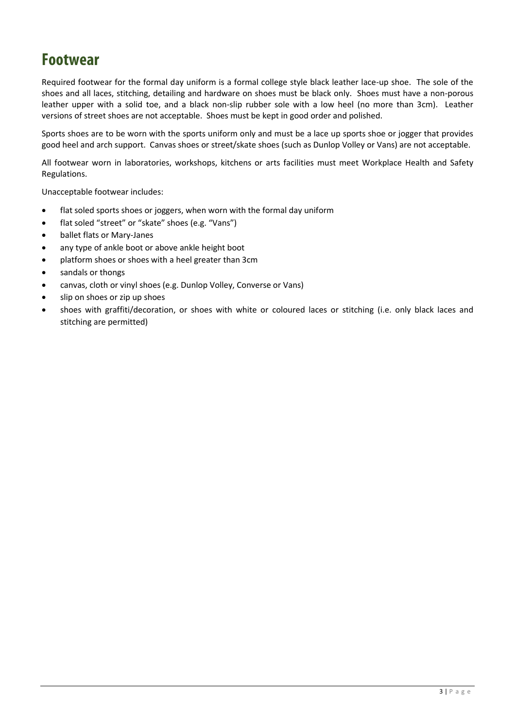# Footwear

Required footwear for the formal day uniform is a formal college style black leather lace-up shoe. The sole of the shoes and all laces, stitching, detailing and hardware on shoes must be black only. Shoes must have a non-porous leather upper with a solid toe, and a black non-slip rubber sole with a low heel (no more than 3cm). Leather versions of street shoes are not acceptable. Shoes must be kept in good order and polished.

Sports shoes are to be worn with the sports uniform only and must be a lace up sports shoe or jogger that provides good heel and arch support. Canvas shoes or street/skate shoes (such as Dunlop Volley or Vans) are not acceptable.

All footwear worn in laboratories, workshops, kitchens or arts facilities must meet Workplace Health and Safety Regulations.

Unacceptable footwear includes:

- flat soled sports shoes or joggers, when worn with the formal day uniform
- flat soled "street" or "skate" shoes (e.g. "Vans")
- ballet flats or Mary-Janes
- any type of ankle boot or above ankle height boot
- platform shoes or shoes with a heel greater than 3cm
- sandals or thongs
- canvas, cloth or vinyl shoes (e.g. Dunlop Volley, Converse or Vans)
- slip on shoes or zip up shoes
- shoes with graffiti/decoration, or shoes with white or coloured laces or stitching (i.e. only black laces and stitching are permitted)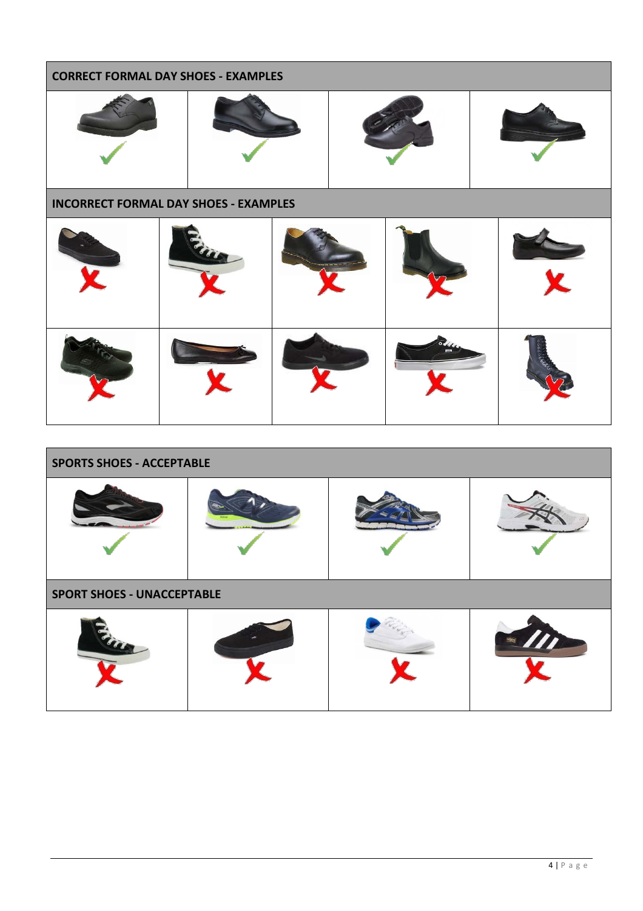**CORRECT FORMAL DAY SHOES - EXAMPLES**

**INCORRECT FORMAL DAY SHOES - EXAMPLES**

**SPORTS SHOES - ACCEPTABLE**

**SPORT SHOES - UNACCEPTABLE**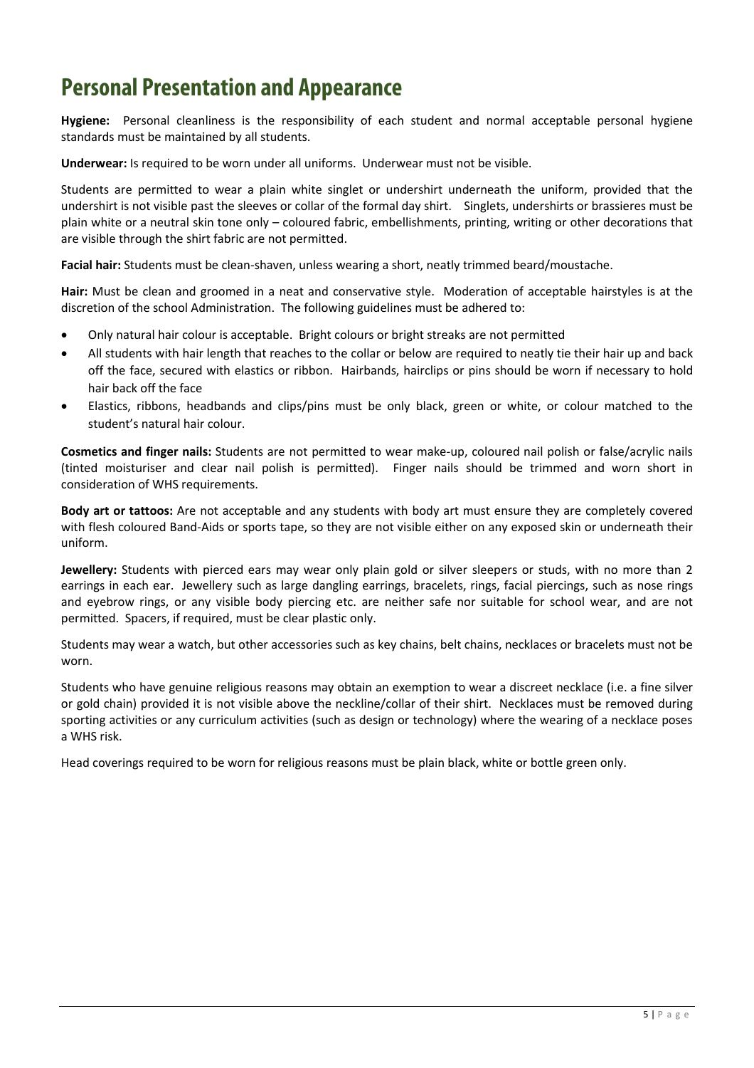# Personal Presentation and Appearance

**Hygiene:** Personal cleanliness is the responsibility of each student and normal acceptable personal hygiene standards must be maintained by all students.

**Underwear:** Is required to be worn under all uniforms. Underwear must not be visible.

Students are permitted to wear a plain white singlet or undershirt underneath the uniform, provided that the undershirt is not visible past the sleeves or collar of the formal day shirt. Singlets, undershirts or brassieres must be plain white or a neutral skin tone only – coloured fabric, embellishments, printing, writing or other decorations that are visible through the shirt fabric are not permitted.

**Facial hair:** Students must be clean-shaven, unless wearing a short, neatly trimmed beard/moustache.

**Hair:** Must be clean and groomed in a neat and conservative style. Moderation of acceptable hairstyles is at the discretion of the school Administration. The following guidelines must be adhered to:

- Only natural hair colour is acceptable. Bright colours or bright streaks are not permitted
- All students with hair length that reaches to the collar or below are required to neatly tie their hair up and back off the face, secured with elastics or ribbon. Hairbands, hairclips or pins should be worn if necessary to hold hair back off the face
- Elastics, ribbons, headbands and clips/pins must be only black, green or white, or colour matched to the student's natural hair colour.

**Cosmetics and finger nails:** Students are not permitted to wear make-up, coloured nail polish or false/acrylic nails (tinted moisturiser and clear nail polish is permitted). Finger nails should be trimmed and worn short in consideration of WHS requirements.

**Body art or tattoos:** Are not acceptable and any students with body art must ensure they are completely covered with flesh coloured Band-Aids or sports tape, so they are not visible either on any exposed skin or underneath their uniform.

**Jewellery:** Students with pierced ears may wear only plain gold or silver sleepers or studs, with no more than 2 earrings in each ear. Jewellery such as large dangling earrings, bracelets, rings, facial piercings, such as nose rings and eyebrow rings, or any visible body piercing etc. are neither safe nor suitable for school wear, and are not permitted. Spacers, if required, must be clear plastic only.

Students may wear a watch, but other accessories such as key chains, belt chains, necklaces or bracelets must not be worn.

Students who have genuine religious reasons may obtain an exemption to wear a discreet necklace (i.e. a fine silver or gold chain) provided it is not visible above the neckline/collar of their shirt. Necklaces must be removed during sporting activities or any curriculum activities (such as design or technology) where the wearing of a necklace poses a WHS risk.

Head coverings required to be worn for religious reasons must be plain black, white or bottle green only.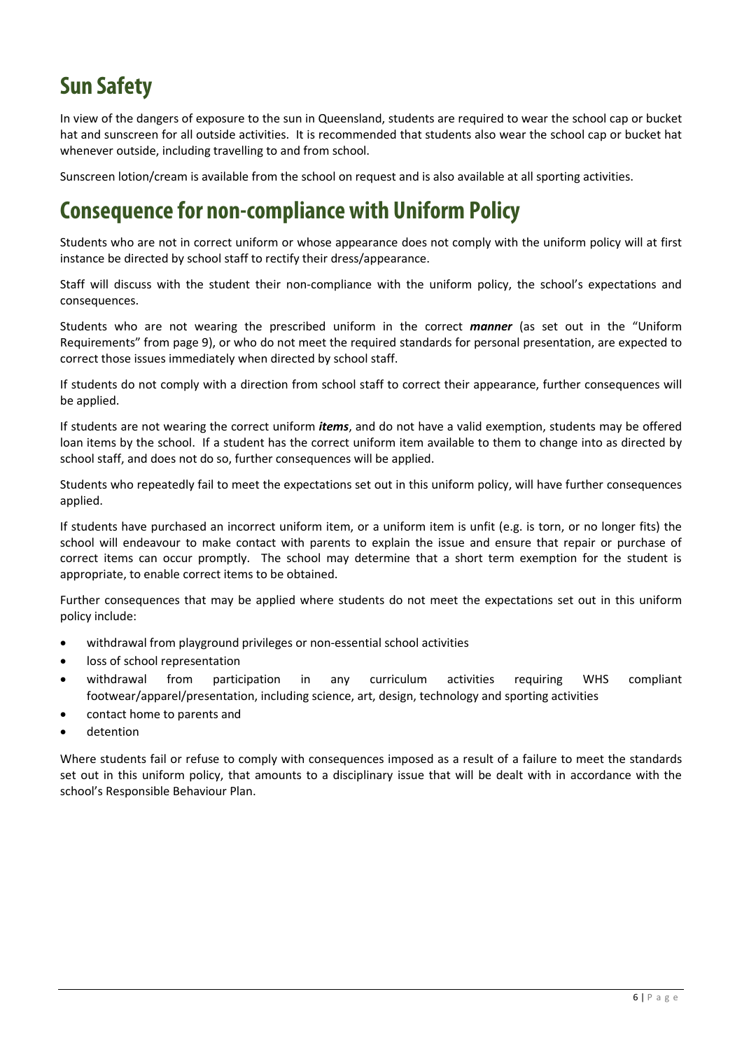## Sun Safety

In view of the dangers of exposure to the sun in Queensland, students are required to wear the school cap or bucket hat and sunscreen for all outside activities. It is recommended that students also wear the school cap or bucket hat whenever outside, including travelling to and from school.

Sunscreen lotion/cream is available from the school on request and is also available at all sporting activities.

## Consequence for non-compliance with Uniform Policy

Students who are not in correct uniform or whose appearance does not comply with the uniform policy will at first instance be directed by school staff to rectify their dress/appearance.

Staff will discuss with the student their non-compliance with the uniform policy, the school's expectations and consequences.

Students who are not wearing the prescribed uniform in the correct ***manner*** (as set out in the "Uniform Requirements" from page 9), or who do not meet the required standards for personal presentation, are expected to correct those issues immediately when directed by school staff.

If students do not comply with a direction from school staff to correct their appearance, further consequences will be applied.

If students are not wearing the correct uniform ***items***, and do not have a valid exemption, students may be offered loan items by the school. If a student has the correct uniform item available to them to change into as directed by school staff, and does not do so, further consequences will be applied.

Students who repeatedly fail to meet the expectations set out in this uniform policy, will have further consequences applied.

If students have purchased an incorrect uniform item, or a uniform item is unfit (e.g. is torn, or no longer fits) the school will endeavour to make contact with parents to explain the issue and ensure that repair or purchase of correct items can occur promptly. The school may determine that a short term exemption for the student is appropriate, to enable correct items to be obtained.

Further consequences that may be applied where students do not meet the expectations set out in this uniform policy include:

- withdrawal from playground privileges or non-essential school activities
- loss of school representation
- withdrawal from participation in any curriculum activities requiring WHS compliant footwear/apparel/presentation, including science, art, design, technology and sporting activities
- contact home to parents and
- detention

Where students fail or refuse to comply with consequences imposed as a result of a failure to meet the standards set out in this uniform policy, that amounts to a disciplinary issue that will be dealt with in accordance with the school's Responsible Behaviour Plan.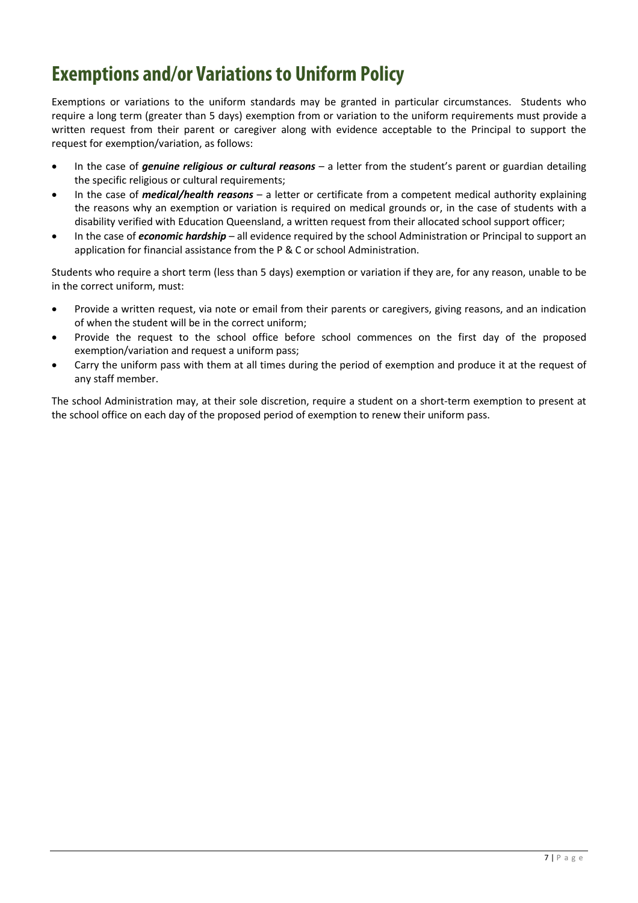# Exemptions and/or Variations to Uniform Policy

Exemptions or variations to the uniform standards may be granted in particular circumstances. Students who require a long term (greater than 5 days) exemption from or variation to the uniform requirements must provide a written request from their parent or caregiver along with evidence acceptable to the Principal to support the request for exemption/variation, as follows:

- In the case of ***genuine religious or cultural reasons*** – a letter from the student's parent or guardian detailing the specific religious or cultural requirements;
- In the case of ***medical/health reasons*** – a letter or certificate from a competent medical authority explaining the reasons why an exemption or variation is required on medical grounds or, in the case of students with a disability verified with Education Queensland, a written request from their allocated school support officer;
- In the case of ***economic hardship*** – all evidence required by the school Administration or Principal to support an application for financial assistance from the P & C or school Administration.

Students who require a short term (less than 5 days) exemption or variation if they are, for any reason, unable to be in the correct uniform, must:

- Provide a written request, via note or email from their parents or caregivers, giving reasons, and an indication of when the student will be in the correct uniform;
- Provide the request to the school office before school commences on the first day of the proposed exemption/variation and request a uniform pass;
- Carry the uniform pass with them at all times during the period of exemption and produce it at the request of any staff member.

The school Administration may, at their sole discretion, require a student on a short-term exemption to present at the school office on each day of the proposed period of exemption to renew their uniform pass.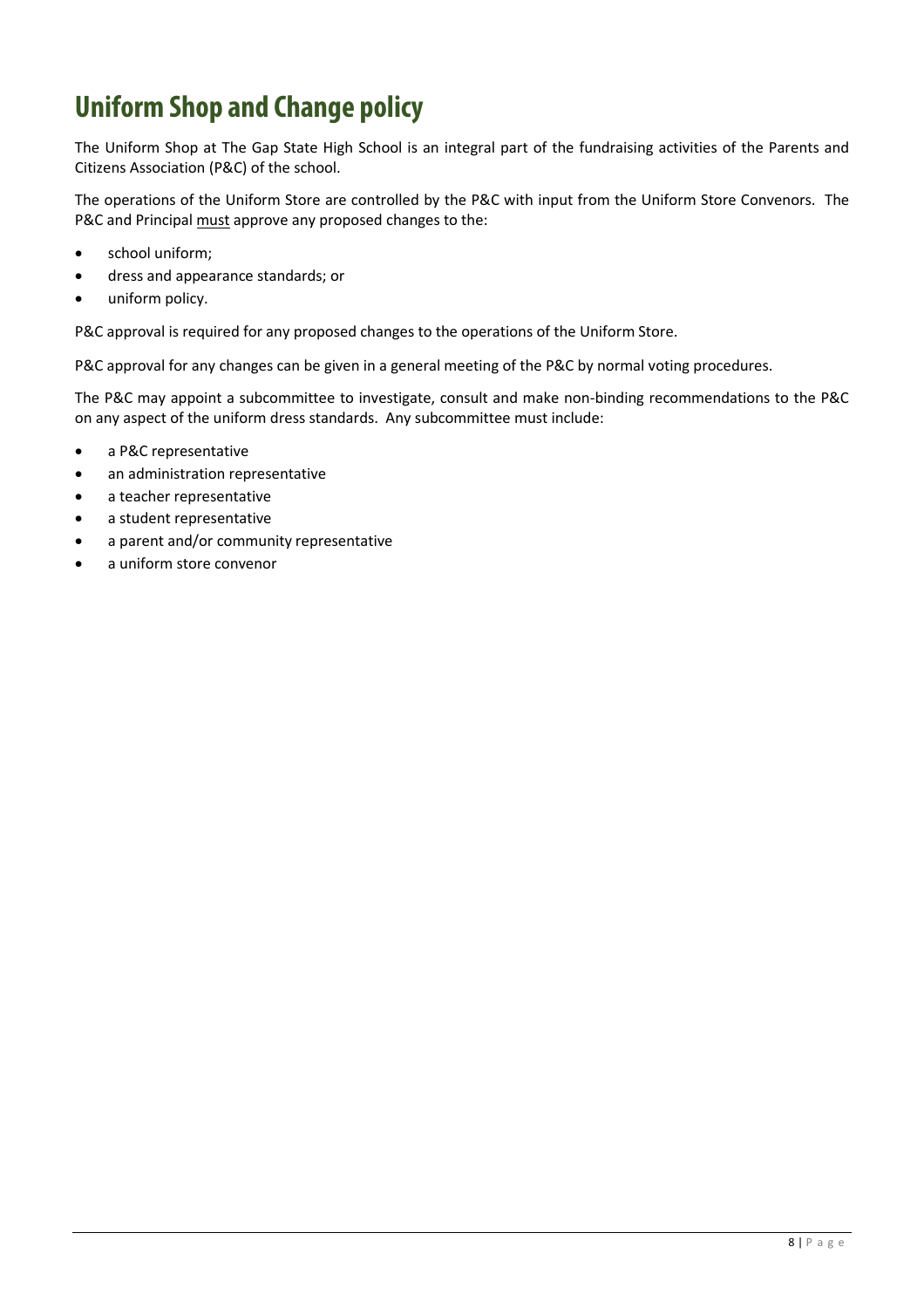# Uniform Shop and Change policy

The Uniform Shop at The Gap State High School is an integral part of the fundraising activities of the Parents and Citizens Association (P&C) of the school.

The operations of the Uniform Store are controlled by the P&C with input from the Uniform Store Convenors. The P&C and Principal <u>must</u> approve any proposed changes to the:

- school uniform;
- dress and appearance standards; or
- uniform policy.

P&C approval is required for any proposed changes to the operations of the Uniform Store.

P&C approval for any changes can be given in a general meeting of the P&C by normal voting procedures.

The P&C may appoint a subcommittee to investigate, consult and make non-binding recommendations to the P&C on any aspect of the uniform dress standards. Any subcommittee must include:

- a P&C representative
- an administration representative
- a teacher representative
- a student representative
- a parent and/or community representative
- a uniform store convenor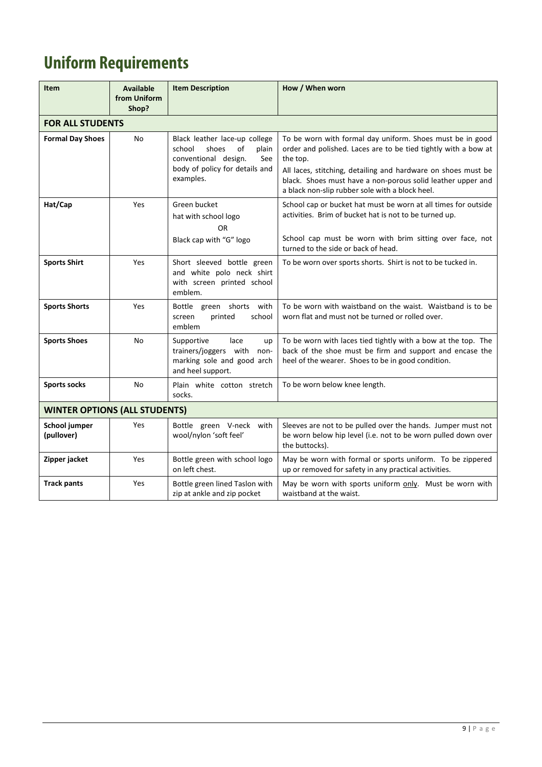# Uniform Requirements

| Item | Available from Uniform Shop? | Item Description | How / When worn |
|---|---|---|---|
| **FOR ALL STUDENTS** | | | |
| **Formal Day Shoes** | No | Black leather lace-up college school shoes of plain conventional design. See body of policy for details and examples. | To be worn with formal day uniform. Shoes must be in good order and polished. Laces are to be tied tightly with a bow at the top.<br>All laces, stitching, detailing and hardware on shoes must be black. Shoes must have a non-porous solid leather upper and a black non-slip rubber sole with a block heel. |
| **Hat/Cap** | Yes | Green bucket hat with school logo<br>OR<br>Black cap with "G" logo | School cap or bucket hat must be worn at all times for outside activities. Brim of bucket hat is not to be turned up.<br>School cap must be worn with brim sitting over face, not turned to the side or back of head. |
| **Sports Shirt** | Yes | Short sleeved bottle green and white polo neck shirt with screen printed school emblem. | To be worn over sports shorts. Shirt is not to be tucked in. |
| **Sports Shorts** | Yes | Bottle green shorts with screen printed school emblem | To be worn with waistband on the waist. Waistband is to be worn flat and must not be turned or rolled over. |
| **Sports Shoes** | No | Supportive lace up trainers/joggers with non-marking sole and good arch and heel support. | To be worn with laces tied tightly with a bow at the top. The back of the shoe must be firm and support and encase the heel of the wearer. Shoes to be in good condition. |
| **Sports socks** | No | Plain white cotton stretch socks. | To be worn below knee length. |
| **WINTER OPTIONS (ALL STUDENTS)** | | | |
| **School jumper (pullover)** | Yes | Bottle green V-neck with wool/nylon 'soft feel' | Sleeves are not to be pulled over the hands. Jumper must not be worn below hip level (i.e. not to be worn pulled down over the buttocks). |
| **Zipper jacket** | Yes | Bottle green with school logo on left chest. | May be worn with formal or sports uniform. To be zippered up or removed for safety in any practical activities. |
| **Track pants** | Yes | Bottle green lined Taslon with zip at ankle and zip pocket | May be worn with sports uniform only. Must be worn with waistband at the waist. |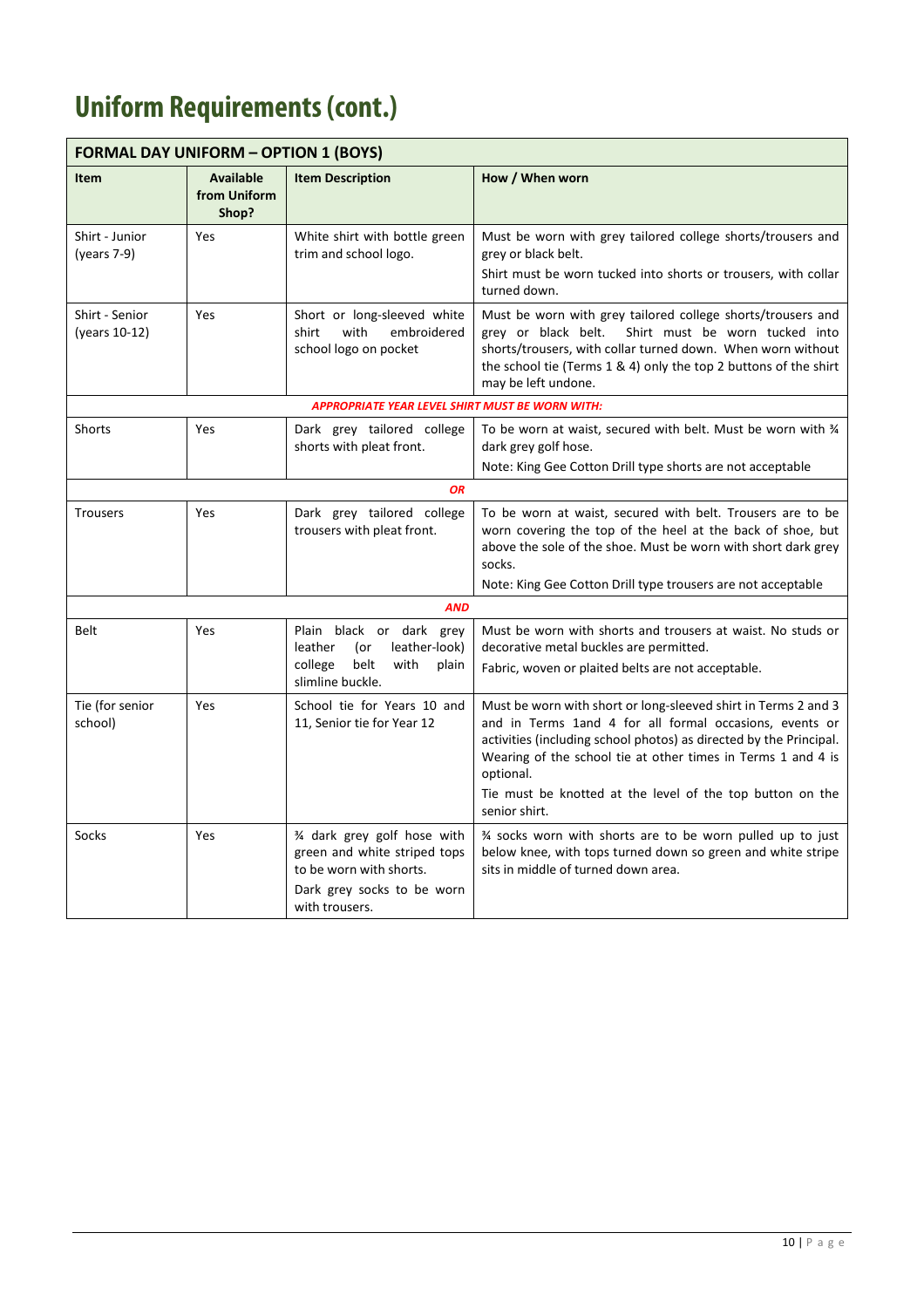# Uniform Requirements (cont.)

| FORMAL DAY UNIFORM – OPTION 1 (BOYS) | | | |
|---|---|---|---|
| **Item** | **Available from Uniform Shop?** | **Item Description** | **How / When worn** |
| Shirt - Junior (years 7-9) | Yes | White shirt with bottle green trim and school logo. | Must be worn with grey tailored college shorts/trousers and grey or black belt. Shirt must be worn tucked into shorts or trousers, with collar turned down. |
| Shirt - Senior (years 10-12) | Yes | Short or long-sleeved white shirt with embroidered school logo on pocket | Must be worn with grey tailored college shorts/trousers and grey or black belt. Shirt must be worn tucked into shorts/trousers, with collar turned down. When worn without the school tie (Terms 1 & 4) only the top 2 buttons of the shirt may be left undone. |
| | | ***APPROPRIATE YEAR LEVEL SHIRT MUST BE WORN WITH:*** | |
| Shorts | Yes | Dark grey tailored college shorts with pleat front. | To be worn at waist, secured with belt. Must be worn with ¾ dark grey golf hose. Note: King Gee Cotton Drill type shorts are not acceptable |
| | | ***OR*** | |
| Trousers | Yes | Dark grey tailored college trousers with pleat front. | To be worn at waist, secured with belt. Trousers are to be worn covering the top of the heel at the back of shoe, but above the sole of the shoe. Must be worn with short dark grey socks. Note: King Gee Cotton Drill type trousers are not acceptable |
| | | ***AND*** | |
| Belt | Yes | Plain black or dark grey leather (or leather-look) college belt with plain slimline buckle. | Must be worn with shorts and trousers at waist. No studs or decorative metal buckles are permitted. Fabric, woven or plaited belts are not acceptable. |
| Tie (for senior school) | Yes | School tie for Years 10 and 11, Senior tie for Year 12 | Must be worn with short or long-sleeved shirt in Terms 2 and 3 and in Terms 1and 4 for all formal occasions, events or activities (including school photos) as directed by the Principal. Wearing of the school tie at other times in Terms 1 and 4 is optional. Tie must be knotted at the level of the top button on the senior shirt. |
| Socks | Yes | ¾ dark grey golf hose with green and white striped tops to be worn with shorts. Dark grey socks to be worn with trousers. | ¾ socks worn with shorts are to be worn pulled up to just below knee, with tops turned down so green and white stripe sits in middle of turned down area. |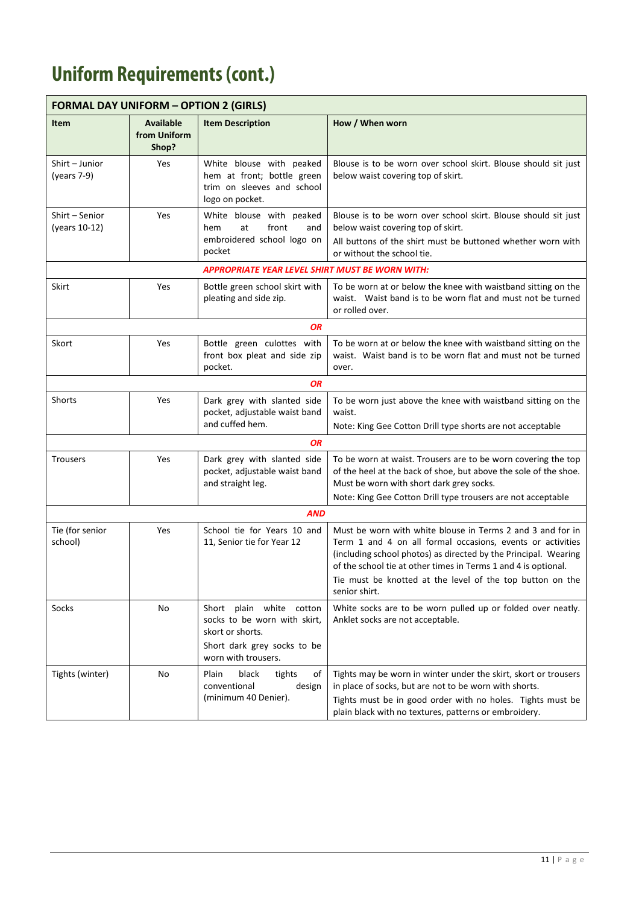# Uniform Requirements (cont.)

| FORMAL DAY UNIFORM – OPTION 2 (GIRLS) | | | |
|---|---|---|---|
| **Item** | **Available from Uniform Shop?** | **Item Description** | **How / When worn** |
| Shirt – Junior (years 7-9) | Yes | White blouse with peaked hem at front; bottle green trim on sleeves and school logo on pocket. | Blouse is to be worn over school skirt. Blouse should sit just below waist covering top of skirt. |
| Shirt – Senior (years 10-12) | Yes | White blouse with peaked hem at front and embroidered school logo on pocket | Blouse is to be worn over school skirt. Blouse should sit just below waist covering top of skirt.<br>All buttons of the shirt must be buttoned whether worn with or without the school tie. |
| ***APPROPRIATE YEAR LEVEL SHIRT MUST BE WORN WITH:*** | | | |
| Skirt | Yes | Bottle green school skirt with pleating and side zip. | To be worn at or below the knee with waistband sitting on the waist. Waist band is to be worn flat and must not be turned or rolled over. |
| ***OR*** | | | |
| Skort | Yes | Bottle green culottes with front box pleat and side zip pocket. | To be worn at or below the knee with waistband sitting on the waist. Waist band is to be worn flat and must not be turned over. |
| ***OR*** | | | |
| Shorts | Yes | Dark grey with slanted side pocket, adjustable waist band and cuffed hem. | To be worn just above the knee with waistband sitting on the waist.<br>Note: King Gee Cotton Drill type shorts are not acceptable |
| ***OR*** | | | |
| Trousers | Yes | Dark grey with slanted side pocket, adjustable waist band and straight leg. | To be worn at waist. Trousers are to be worn covering the top of the heel at the back of shoe, but above the sole of the shoe. Must be worn with short dark grey socks.<br>Note: King Gee Cotton Drill type trousers are not acceptable |
| ***AND*** | | | |
| Tie (for senior school) | Yes | School tie for Years 10 and 11, Senior tie for Year 12 | Must be worn with white blouse in Terms 2 and 3 and for in Term 1 and 4 on all formal occasions, events or activities (including school photos) as directed by the Principal. Wearing of the school tie at other times in Terms 1 and 4 is optional.<br>Tie must be knotted at the level of the top button on the senior shirt. |
| Socks | No | Short plain white cotton socks to be worn with skirt, skort or shorts.<br>Short dark grey socks to be worn with trousers. | White socks are to be worn pulled up or folded over neatly. Anklet socks are not acceptable. |
| Tights (winter) | No | Plain black tights of conventional design (minimum 40 Denier). | Tights may be worn in winter under the skirt, skort or trousers in place of socks, but are not to be worn with shorts.<br>Tights must be in good order with no holes. Tights must be plain black with no textures, patterns or embroidery. |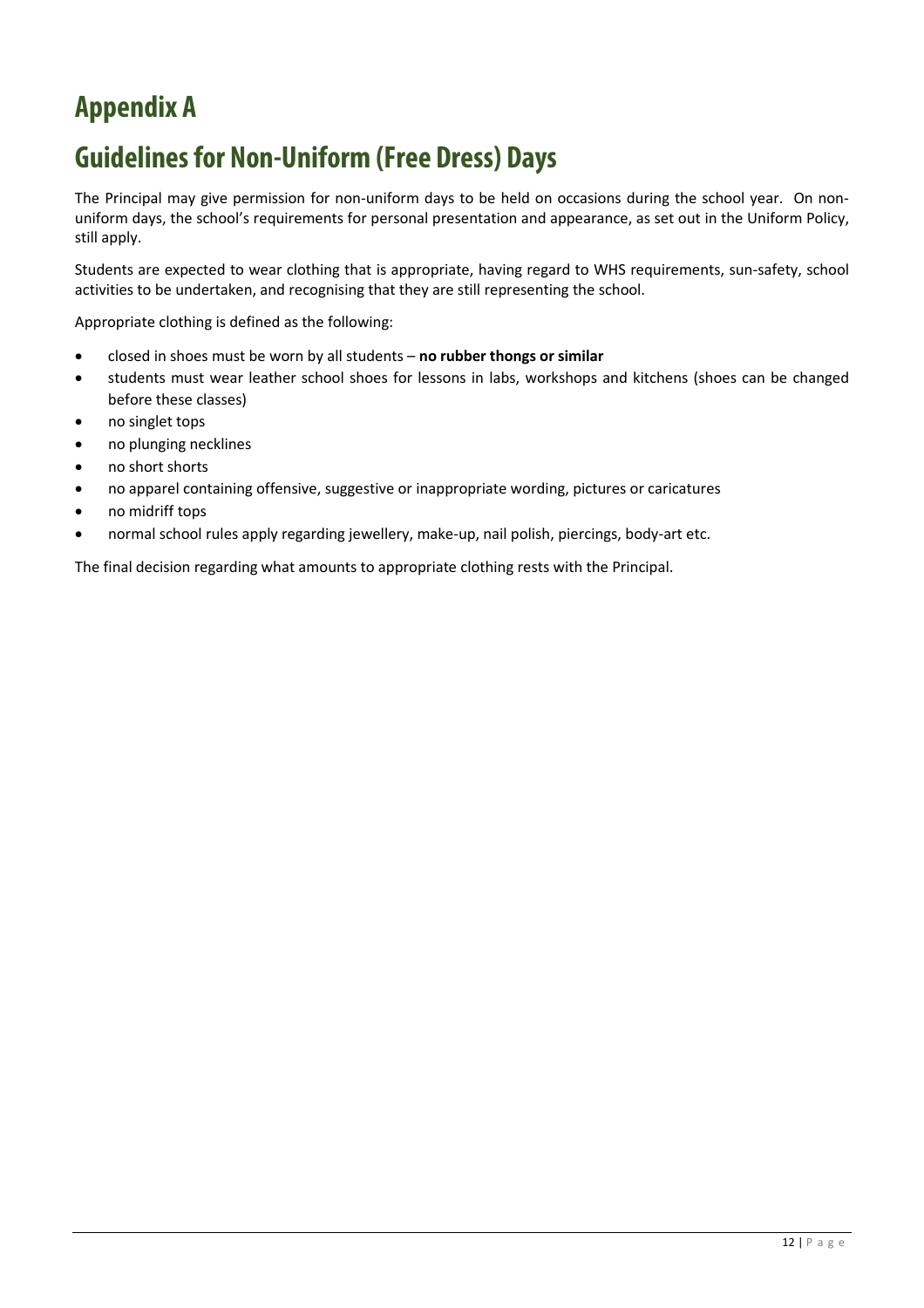# Appendix A

# Guidelines for Non-Uniform (Free Dress) Days

The Principal may give permission for non-uniform days to be held on occasions during the school year. On non-uniform days, the school's requirements for personal presentation and appearance, as set out in the Uniform Policy, still apply.

Students are expected to wear clothing that is appropriate, having regard to WHS requirements, sun-safety, school activities to be undertaken, and recognising that they are still representing the school.

Appropriate clothing is defined as the following:

- closed in shoes must be worn by all students – **no rubber thongs or similar**
- students must wear leather school shoes for lessons in labs, workshops and kitchens (shoes can be changed before these classes)
- no singlet tops
- no plunging necklines
- no short shorts
- no apparel containing offensive, suggestive or inappropriate wording, pictures or caricatures
- no midriff tops
- normal school rules apply regarding jewellery, make-up, nail polish, piercings, body-art etc.

The final decision regarding what amounts to appropriate clothing rests with the Principal.